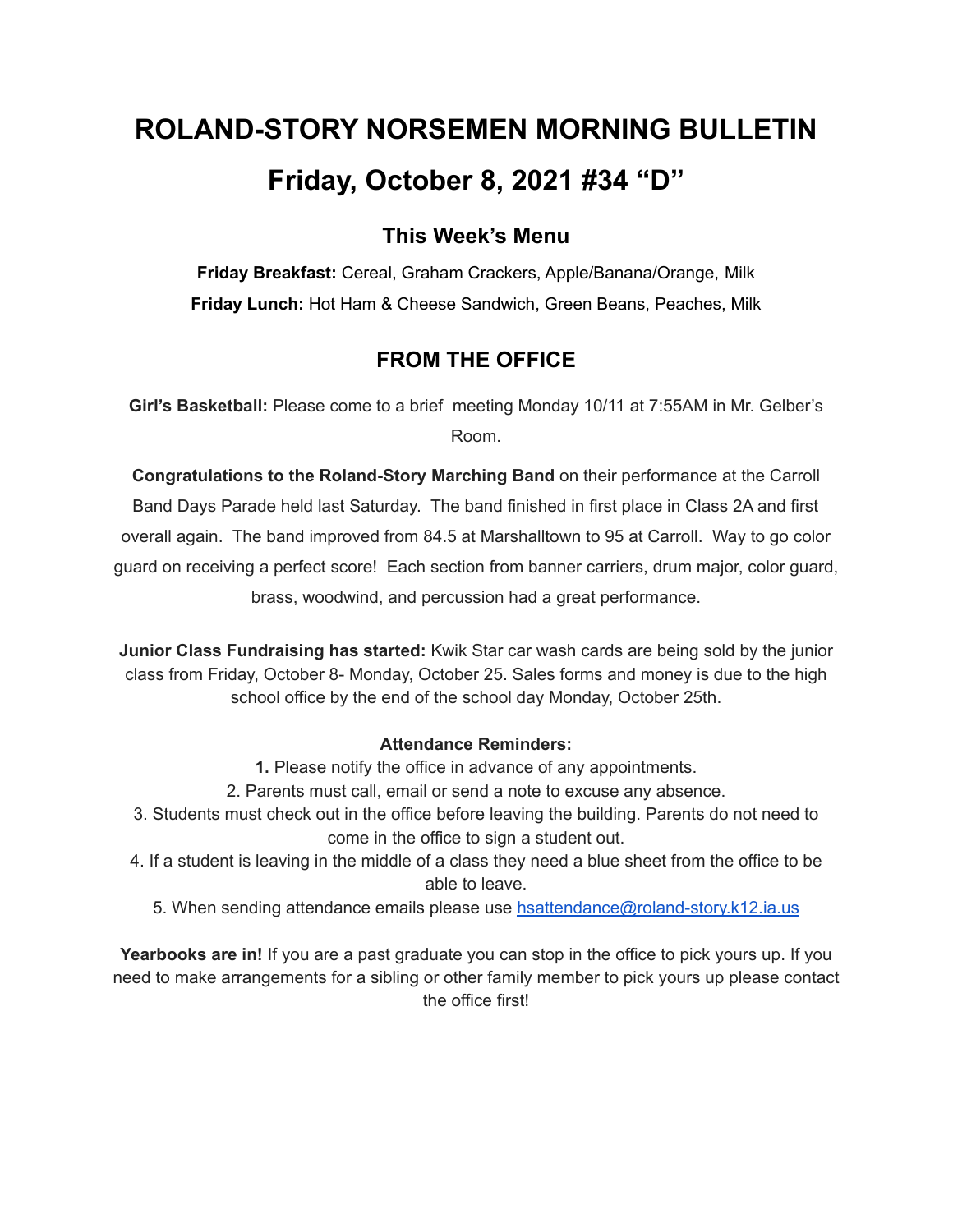# ROLAND-STORY NORSEMEN MORNING BULLETIN

# Friday, October 8, 2021 #34 "D"

## This Week's Menu

**Friday Breakfast:** Cereal, Graham Crackers, Apple/Banana/Orange, Milk

**Friday Lunch:** Hot Ham & Cheese Sandwich, Green Beans, Peaches, Milk

## FROM THE OFFICE

**Girl's Basketball:** Please come to a brief meeting Monday 10/11 at 7:55AM in Mr. Gelber's Room.

**Congratulations to the Roland-Story Marching Band** on their performance at the Carroll Band Days Parade held last Saturday. The band finished in first place in Class 2A and first overall again. The band improved from 84.5 at Marshalltown to 95 at Carroll. Way to go color guard on receiving a perfect score! Each section from banner carriers, drum major, color guard, brass, woodwind, and percussion had a great performance.

**Junior Class Fundraising has started:** Kwik Star car wash cards are being sold by the junior class from Friday, October 8- Monday, October 25. Sales forms and money is due to the high school office by the end of the school day Monday, October 25th.

**Attendance Reminders:**

**1.** Please notify the office in advance of any appointments.

2. Parents must call, email or send a note to excuse any absence.

3. Students must check out in the office before leaving the building. Parents do not need to come in the office to sign a student out.

4. If a student is leaving in the middle of a class they need a blue sheet from the office to be able to leave.

5. When sending attendance emails please use [hsattendance@roland-story.k12.ia.us](mailto:hsattendance@roland-story.k12.ia.us)

**Yearbooks are in!** If you are a past graduate you can stop in the office to pick yours up. If you need to make arrangements for a sibling or other family member to pick yours up please contact the office first!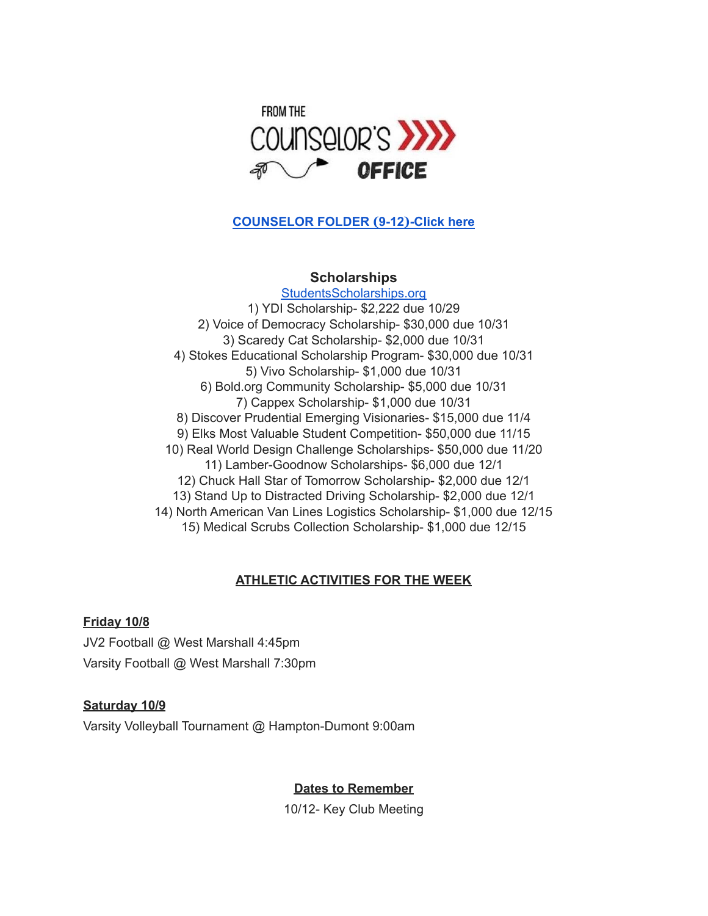FROM THE COUNSELOR'S OFFICE

**COUNSELOR FOLDER (9-12)-Click here**

## Scholarships

StudentsScholarships.org

1) YDI Scholarship- $2,222 due 10/29
2) Voice of Democracy Scholarship- $30,000 due 10/31
3) Scaredy Cat Scholarship- $2,000 due 10/31
4) Stokes Educational Scholarship Program- $30,000 due 10/31
5) Vivo Scholarship- $1,000 due 10/31
6) Bold.org Community Scholarship- $5,000 due 10/31
7) Cappex Scholarship- $1,000 due 10/31
8) Discover Prudential Emerging Visionaries- $15,000 due 11/4
9) Elks Most Valuable Student Competition- $50,000 due 11/15
10) Real World Design Challenge Scholarships- $50,000 due 11/20
11) Lamber-Goodnow Scholarships- $6,000 due 12/1
12) Chuck Hall Star of Tomorrow Scholarship- $2,000 due 12/1
13) Stand Up to Distracted Driving Scholarship- $2,000 due 12/1
14) North American Van Lines Logistics Scholarship- $1,000 due 12/15
15) Medical Scrubs Collection Scholarship- $1,000 due 12/15

## ATHLETIC ACTIVITIES FOR THE WEEK

**Friday 10/8**

JV2 Football @ West Marshall 4:45pm

Varsity Football @ West Marshall 7:30pm

**Saturday 10/9**

Varsity Volleyball Tournament @ Hampton-Dumont 9:00am

## Dates to Remember

10/12- Key Club Meeting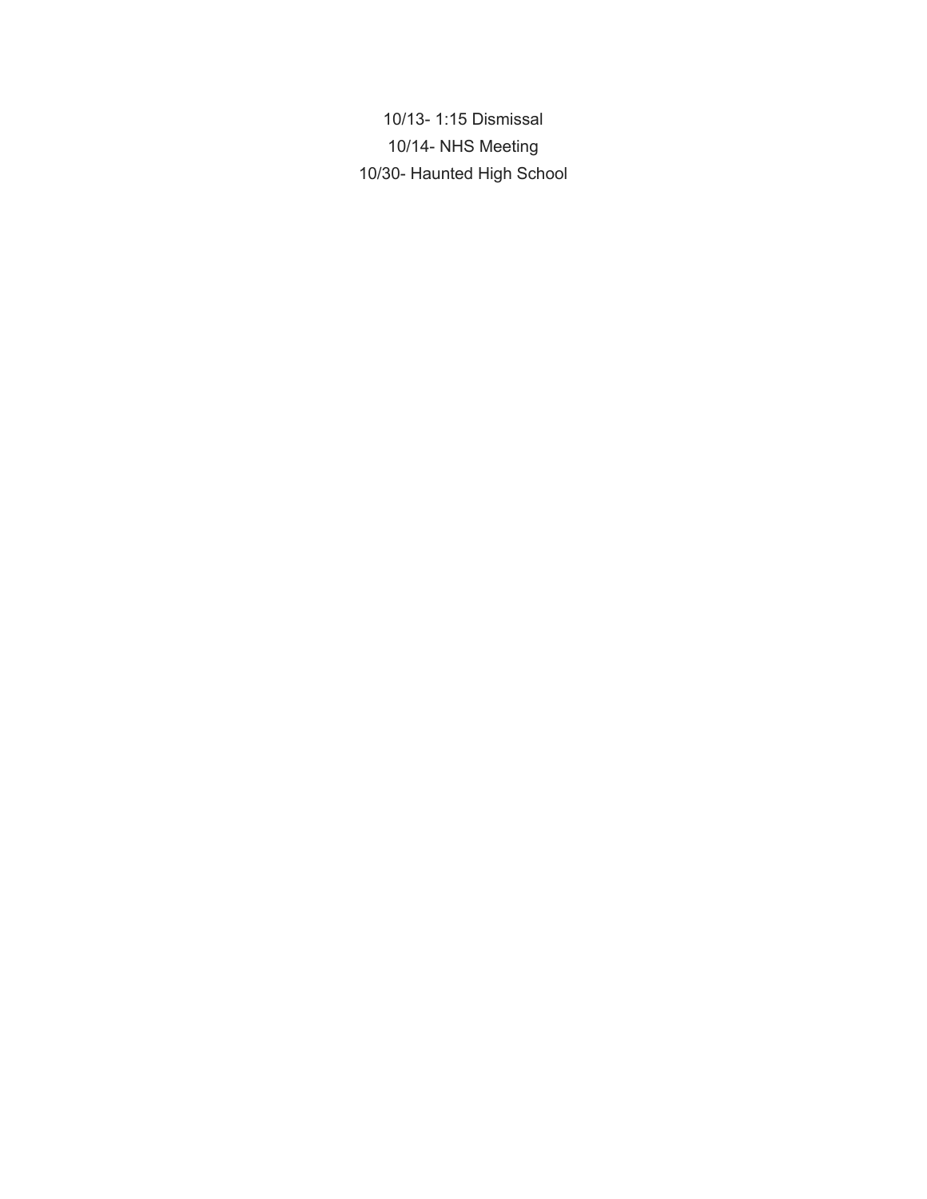10/13- 1:15 Dismissal

10/14- NHS Meeting

10/30- Haunted High School